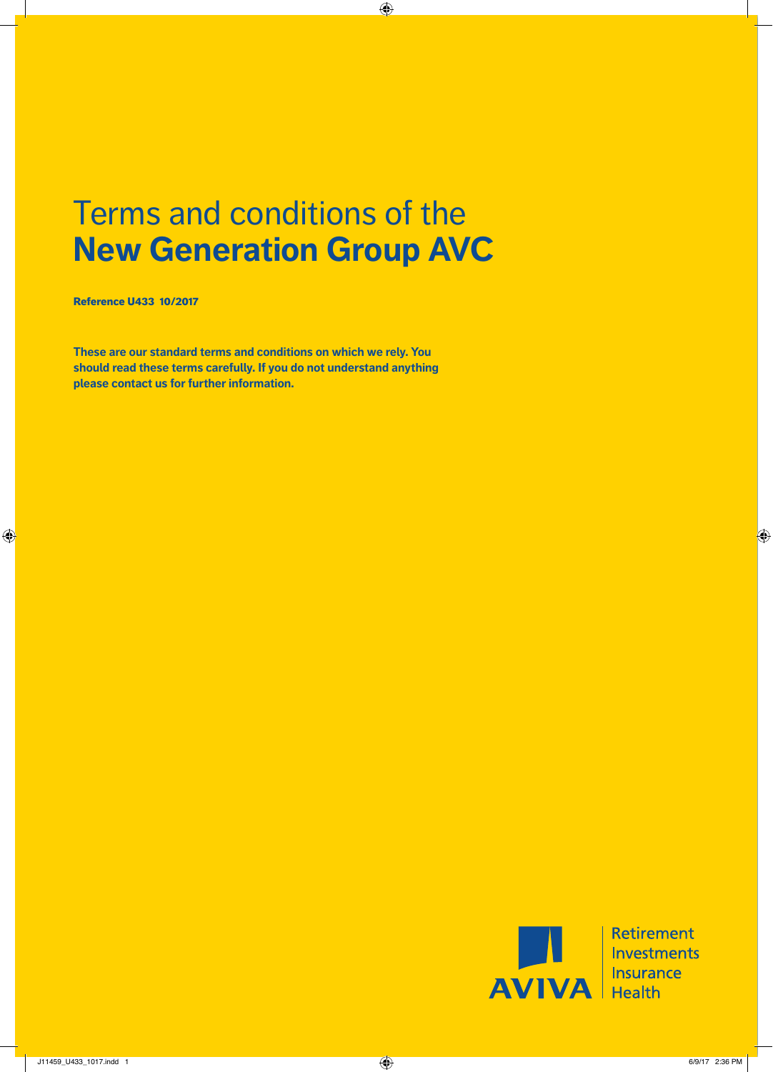# Terms and conditions of the **New Generation Group AVC**

**Reference U433 10/2017**

**These are our standard terms and conditions on which we rely. You should read these terms carefully. If you do not understand anything please contact us for further information.**

AVIVA

Retirement
Investments
Insurance
Health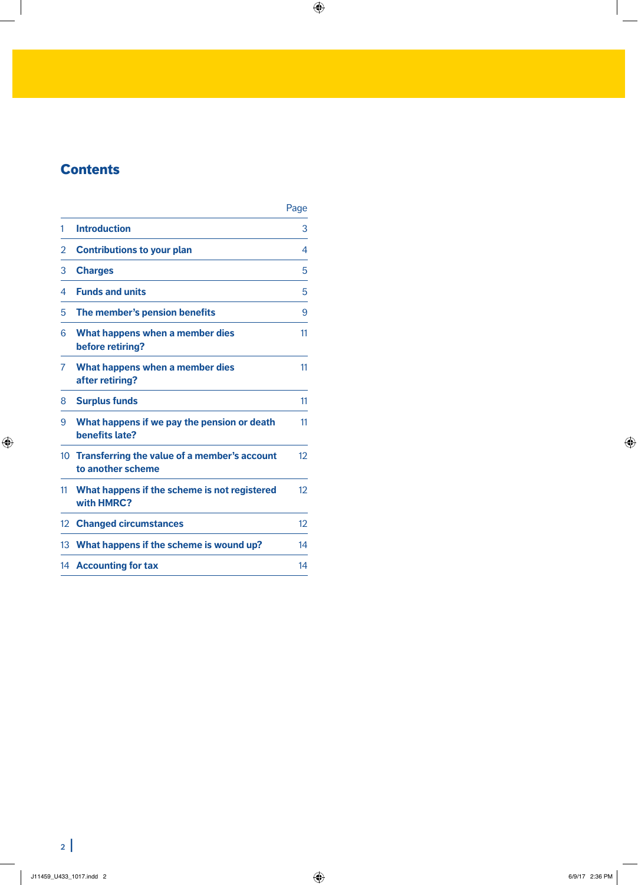# Contents

| | | Page |
|---|---|---|
| 1 | **Introduction** | 3 |
| 2 | **Contributions to your plan** | 4 |
| 3 | **Charges** | 5 |
| 4 | **Funds and units** | 5 |
| 5 | **The member's pension benefits** | 9 |
| 6 | **What happens when a member dies before retiring?** | 11 |
| 7 | **What happens when a member dies after retiring?** | 11 |
| 8 | **Surplus funds** | 11 |
| 9 | **What happens if we pay the pension or death benefits late?** | 11 |
| 10 | **Transferring the value of a member's account to another scheme** | 12 |
| 11 | **What happens if the scheme is not registered with HMRC?** | 12 |
| 12 | **Changed circumstances** | 12 |
| 13 | **What happens if the scheme is wound up?** | 14 |
| 14 | **Accounting for tax** | 14 |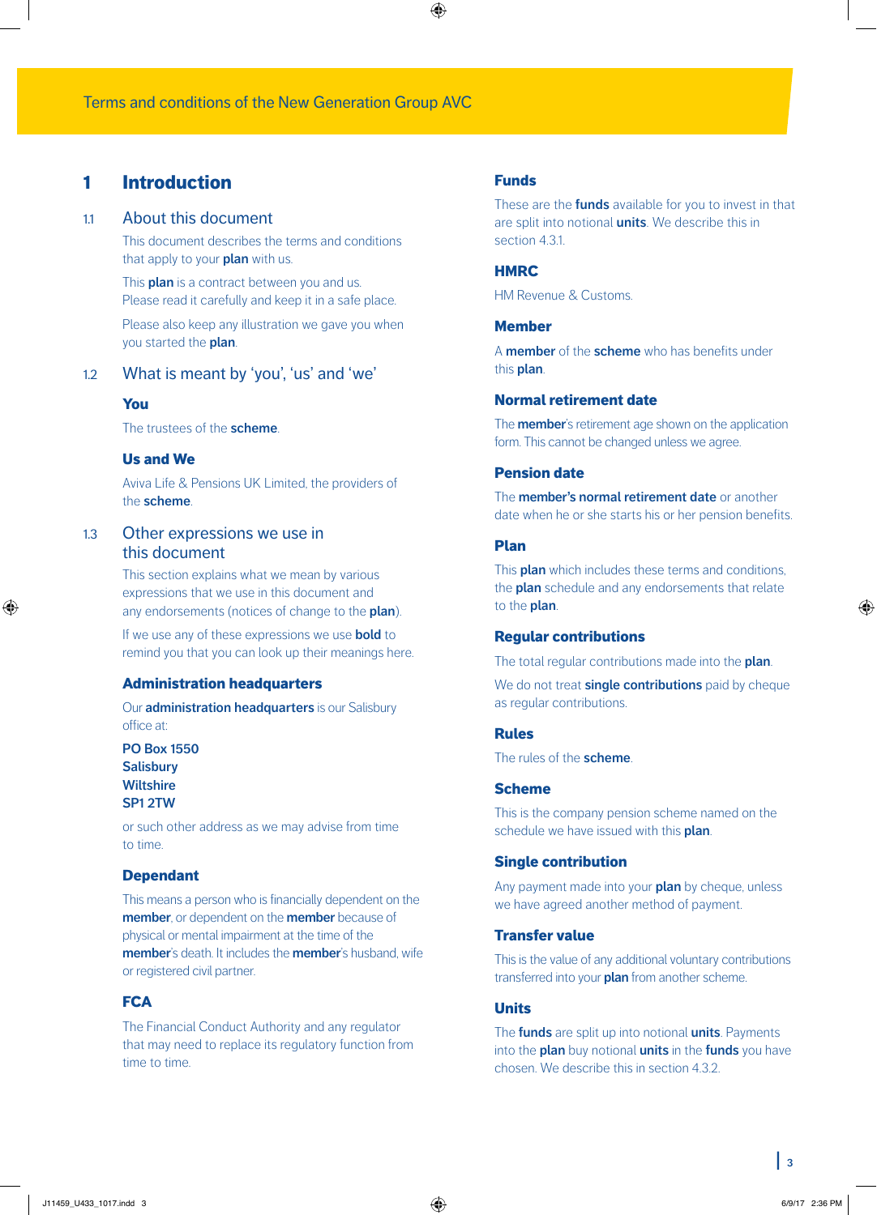Terms and conditions of the New Generation Group AVC

# 1 Introduction

## 1.1 About this document

This document describes the terms and conditions that apply to your **plan** with us.

This **plan** is a contract between you and us. Please read it carefully and keep it in a safe place.

Please also keep any illustration we gave you when you started the **plan**.

## 1.2 What is meant by 'you', 'us' and 'we'

### You

The trustees of the **scheme**.

### Us and We

Aviva Life & Pensions UK Limited, the providers of the **scheme**.

## 1.3 Other expressions we use in this document

This section explains what we mean by various expressions that we use in this document and any endorsements (notices of change to the **plan**).

If we use any of these expressions we use **bold** to remind you that you can look up their meanings here.

### Administration headquarters

Our **administration headquarters** is our Salisbury office at:

**PO Box 1550**
**Salisbury**
**Wiltshire**
**SP1 2TW**

or such other address as we may advise from time to time.

### Dependant

This means a person who is financially dependent on the **member**, or dependent on the **member** because of physical or mental impairment at the time of the **member**'s death. It includes the **member**'s husband, wife or registered civil partner.

### FCA

The Financial Conduct Authority and any regulator that may need to replace its regulatory function from time to time.

### Funds

These are the **funds** available for you to invest in that are split into notional **units**. We describe this in section 4.3.1.

### HMRC

HM Revenue & Customs.

### Member

A **member** of the **scheme** who has benefits under this **plan**.

### Normal retirement date

The **member**'s retirement age shown on the application form. This cannot be changed unless we agree.

### Pension date

The **member's normal retirement date** or another date when he or she starts his or her pension benefits.

### Plan

This **plan** which includes these terms and conditions, the **plan** schedule and any endorsements that relate to the **plan**.

### Regular contributions

The total regular contributions made into the **plan**.

We do not treat **single contributions** paid by cheque as regular contributions.

### Rules

The rules of the **scheme**.

### Scheme

This is the company pension scheme named on the schedule we have issued with this **plan**.

### Single contribution

Any payment made into your **plan** by cheque, unless we have agreed another method of payment.

### Transfer value

This is the value of any additional voluntary contributions transferred into your **plan** from another scheme.

### Units

The **funds** are split up into notional **units**. Payments into the **plan** buy notional **units** in the **funds** you have chosen. We describe this in section 4.3.2.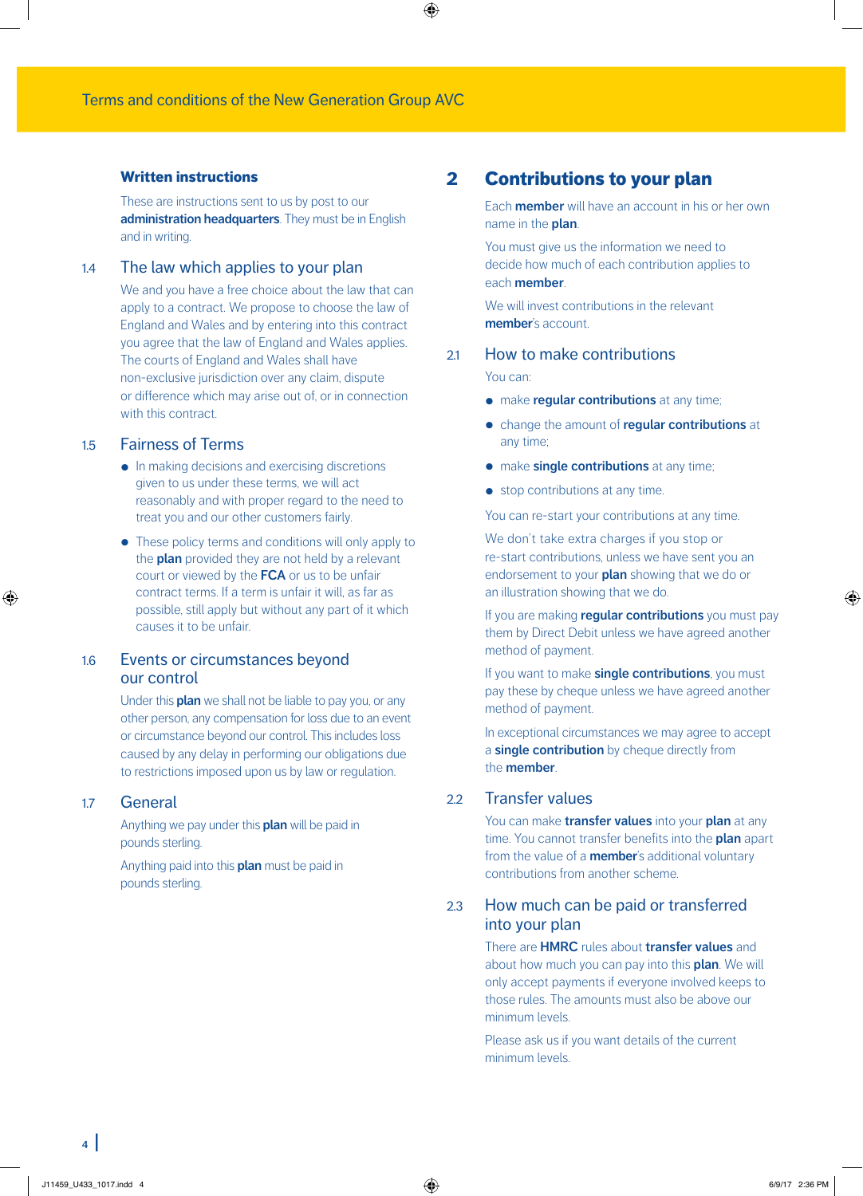### Written instructions

These are instructions sent to us by post to our **administration headquarters**. They must be in English and in writing.

### 1.4 The law which applies to your plan

We and you have a free choice about the law that can apply to a contract. We propose to choose the law of England and Wales and by entering into this contract you agree that the law of England and Wales applies. The courts of England and Wales shall have non-exclusive jurisdiction over any claim, dispute or difference which may arise out of, or in connection with this contract.

### 1.5 Fairness of Terms

- In making decisions and exercising discretions given to us under these terms, we will act reasonably and with proper regard to the need to treat you and our other customers fairly.
- These policy terms and conditions will only apply to the **plan** provided they are not held by a relevant court or viewed by the **FCA** or us to be unfair contract terms. If a term is unfair it will, as far as possible, still apply but without any part of it which causes it to be unfair.

### 1.6 Events or circumstances beyond our control

Under this **plan** we shall not be liable to pay you, or any other person, any compensation for loss due to an event or circumstance beyond our control. This includes loss caused by any delay in performing our obligations due to restrictions imposed upon us by law or regulation.

### 1.7 General

Anything we pay under this **plan** will be paid in pounds sterling.

Anything paid into this **plan** must be paid in pounds sterling.

## 2 Contributions to your plan

Each **member** will have an account in his or her own name in the **plan**.

You must give us the information we need to decide how much of each contribution applies to each **member**.

We will invest contributions in the relevant **member**'s account.

### 2.1 How to make contributions

You can:

- make **regular contributions** at any time;
- change the amount of **regular contributions** at any time;
- make **single contributions** at any time;
- stop contributions at any time.

You can re-start your contributions at any time.

We don't take extra charges if you stop or re-start contributions, unless we have sent you an endorsement to your **plan** showing that we do or an illustration showing that we do.

If you are making **regular contributions** you must pay them by Direct Debit unless we have agreed another method of payment.

If you want to make **single contributions**, you must pay these by cheque unless we have agreed another method of payment.

In exceptional circumstances we may agree to accept a **single contribution** by cheque directly from the **member**.

### 2.2 Transfer values

You can make **transfer values** into your **plan** at any time. You cannot transfer benefits into the **plan** apart from the value of a **member**'s additional voluntary contributions from another scheme.

### 2.3 How much can be paid or transferred into your plan

There are **HMRC** rules about **transfer values** and about how much you can pay into this **plan**. We will only accept payments if everyone involved keeps to those rules. The amounts must also be above our minimum levels.

Please ask us if you want details of the current minimum levels.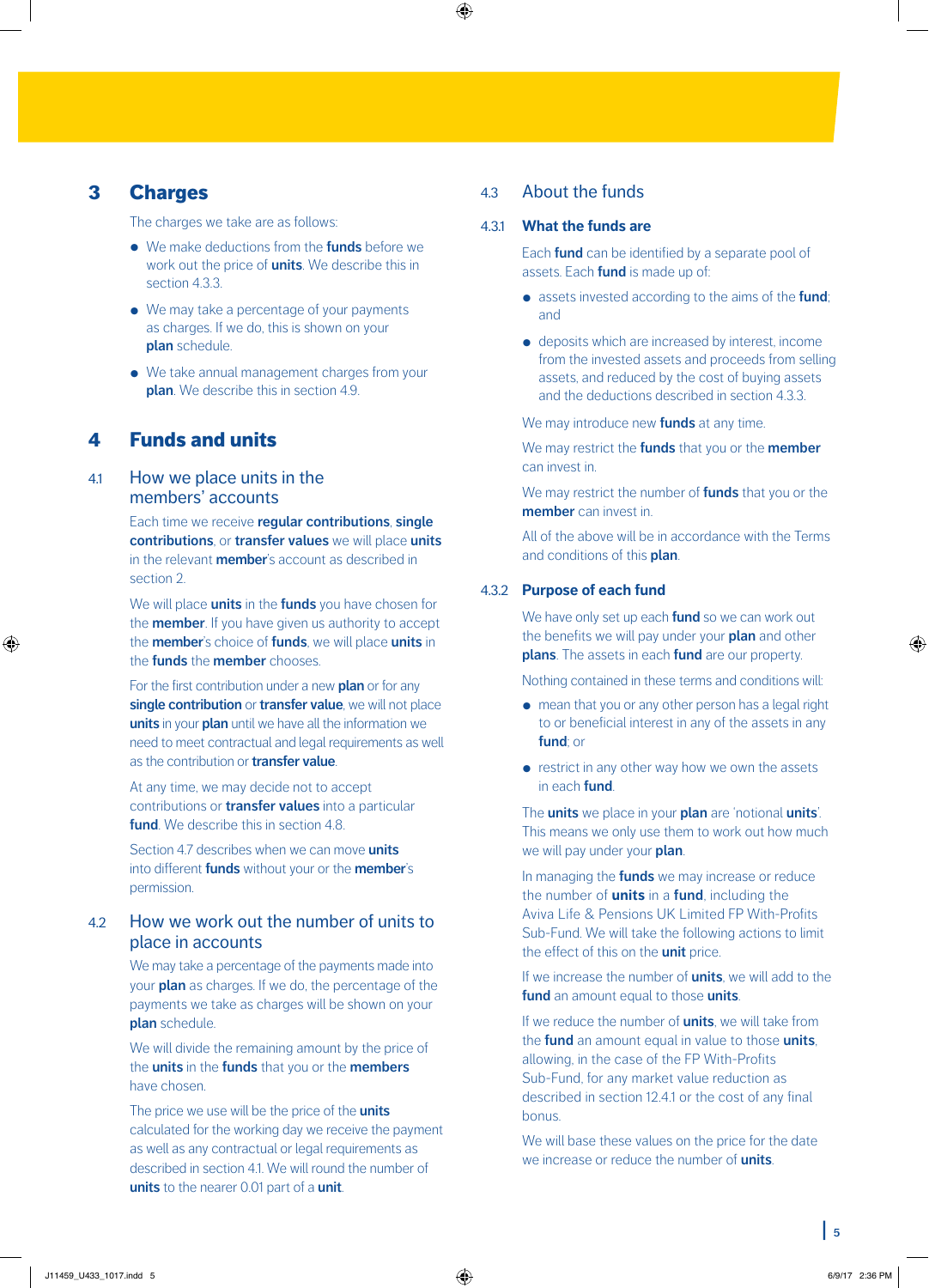## 3 Charges

The charges we take are as follows:

- We make deductions from the **funds** before we work out the price of **units**. We describe this in section 4.3.3.
- We may take a percentage of your payments as charges. If we do, this is shown on your **plan** schedule.
- We take annual management charges from your **plan**. We describe this in section 4.9.

## 4 Funds and units

### 4.1 How we place units in the members' accounts

Each time we receive **regular contributions**, **single contributions**, or **transfer values** we will place **units** in the relevant **member**'s account as described in section 2.

We will place **units** in the **funds** you have chosen for the **member**. If you have given us authority to accept the **member**'s choice of **funds**, we will place **units** in the **funds** the **member** chooses.

For the first contribution under a new **plan** or for any **single contribution** or **transfer value**, we will not place **units** in your **plan** until we have all the information we need to meet contractual and legal requirements as well as the contribution or **transfer value**.

At any time, we may decide not to accept contributions or **transfer values** into a particular **fund**. We describe this in section 4.8.

Section 4.7 describes when we can move **units** into different **funds** without your or the **member**'s permission.

### 4.2 How we work out the number of units to place in accounts

We may take a percentage of the payments made into your **plan** as charges. If we do, the percentage of the payments we take as charges will be shown on your **plan** schedule.

We will divide the remaining amount by the price of the **units** in the **funds** that you or the **members** have chosen.

The price we use will be the price of the **units** calculated for the working day we receive the payment as well as any contractual or legal requirements as described in section 4.1. We will round the number of **units** to the nearer 0.01 part of a **unit**.

### 4.3 About the funds

#### 4.3.1 What the funds are

Each **fund** can be identified by a separate pool of assets. Each **fund** is made up of:

- assets invested according to the aims of the **fund**; and
- deposits which are increased by interest, income from the invested assets and proceeds from selling assets, and reduced by the cost of buying assets and the deductions described in section 4.3.3.

We may introduce new **funds** at any time.

We may restrict the **funds** that you or the **member** can invest in.

We may restrict the number of **funds** that you or the **member** can invest in.

All of the above will be in accordance with the Terms and conditions of this **plan**.

#### 4.3.2 Purpose of each fund

We have only set up each **fund** so we can work out the benefits we will pay under your **plan** and other **plans**. The assets in each **fund** are our property.

Nothing contained in these terms and conditions will:

- mean that you or any other person has a legal right to or beneficial interest in any of the assets in any **fund**; or
- restrict in any other way how we own the assets in each **fund**.

The **units** we place in your **plan** are 'notional **units**'. This means we only use them to work out how much we will pay under your **plan**.

In managing the **funds** we may increase or reduce the number of **units** in a **fund**, including the Aviva Life & Pensions UK Limited FP With-Profits Sub-Fund. We will take the following actions to limit the effect of this on the **unit** price.

If we increase the number of **units**, we will add to the **fund** an amount equal to those **units**.

If we reduce the number of **units**, we will take from the **fund** an amount equal in value to those **units**, allowing, in the case of the FP With-Profits Sub-Fund, for any market value reduction as described in section 12.4.1 or the cost of any final bonus.

We will base these values on the price for the date we increase or reduce the number of **units**.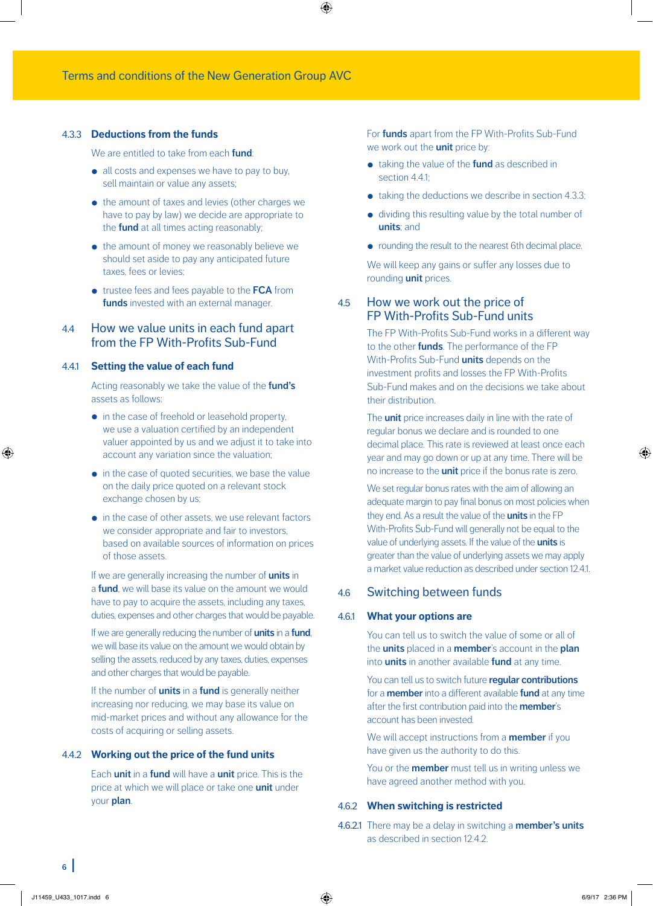#### 4.3.3 Deductions from the funds

We are entitled to take from each **fund**:

- all costs and expenses we have to pay to buy, sell maintain or value any assets;
- the amount of taxes and levies (other charges we have to pay by law) we decide are appropriate to the **fund** at all times acting reasonably;
- the amount of money we reasonably believe we should set aside to pay any anticipated future taxes, fees or levies;
- trustee fees and fees payable to the **FCA** from **funds** invested with an external manager.

### 4.4 How we value units in each fund apart from the FP With-Profits Sub-Fund

#### 4.4.1 Setting the value of each fund

Acting reasonably we take the value of the **fund's** assets as follows:

- in the case of freehold or leasehold property, we use a valuation certified by an independent valuer appointed by us and we adjust it to take into account any variation since the valuation;
- in the case of quoted securities, we base the value on the daily price quoted on a relevant stock exchange chosen by us;
- in the case of other assets, we use relevant factors we consider appropriate and fair to investors, based on available sources of information on prices of those assets.

If we are generally increasing the number of **units** in a **fund**, we will base its value on the amount we would have to pay to acquire the assets, including any taxes, duties, expenses and other charges that would be payable.

If we are generally reducing the number of **units** in a **fund**, we will base its value on the amount we would obtain by selling the assets, reduced by any taxes, duties, expenses and other charges that would be payable.

If the number of **units** in a **fund** is generally neither increasing nor reducing, we may base its value on mid-market prices and without any allowance for the costs of acquiring or selling assets.

#### 4.4.2 Working out the price of the fund units

Each **unit** in a **fund** will have a **unit** price. This is the price at which we will place or take one **unit** under your **plan**.

For **funds** apart from the FP With-Profits Sub-Fund we work out the **unit** price by:

- taking the value of the **fund** as described in section 4.4.1;
- taking the deductions we describe in section 4.3.3;
- dividing this resulting value by the total number of **units**; and
- rounding the result to the nearest 6th decimal place.

We will keep any gains or suffer any losses due to rounding **unit** prices.

### 4.5 How we work out the price of FP With-Profits Sub-Fund units

The FP With-Profits Sub-Fund works in a different way to the other **funds**. The performance of the FP With-Profits Sub-Fund **units** depends on the investment profits and losses the FP With-Profits Sub-Fund makes and on the decisions we take about their distribution.

The **unit** price increases daily in line with the rate of regular bonus we declare and is rounded to one decimal place. This rate is reviewed at least once each year and may go down or up at any time. There will be no increase to the **unit** price if the bonus rate is zero.

We set regular bonus rates with the aim of allowing an adequate margin to pay final bonus on most policies when they end. As a result the value of the **units** in the FP With-Profits Sub-Fund will generally not be equal to the value of underlying assets. If the value of the **units** is greater than the value of underlying assets we may apply a market value reduction as described under section 12.4.1.

### 4.6 Switching between funds

#### 4.6.1 What your options are

You can tell us to switch the value of some or all of the **units** placed in a **member**'s account in the **plan** into **units** in another available **fund** at any time.

You can tell us to switch future **regular contributions** for a **member** into a different available **fund** at any time after the first contribution paid into the **member**'s account has been invested.

We will accept instructions from a **member** if you have given us the authority to do this.

You or the **member** must tell us in writing unless we have agreed another method with you.

#### 4.6.2 When switching is restricted

4.6.2.1 There may be a delay in switching a **member's units** as described in section 12.4.2.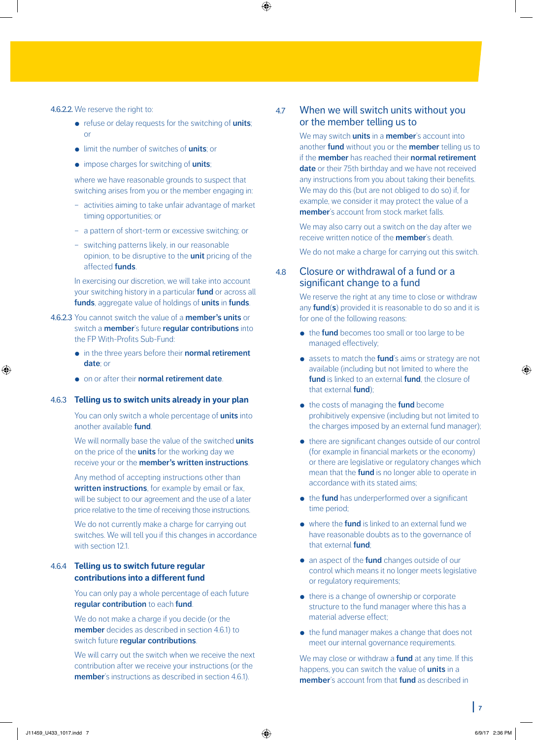4.6.2.2. We reserve the right to:

- refuse or delay requests for the switching of **units**; or
- limit the number of switches of **units**; or
- impose charges for switching of **units**;

where we have reasonable grounds to suspect that switching arises from you or the member engaging in:

- activities aiming to take unfair advantage of market timing opportunities; or
- a pattern of short-term or excessive switching; or
- switching patterns likely, in our reasonable opinion, to be disruptive to the **unit** pricing of the affected **funds**.

In exercising our discretion, we will take into account your switching history in a particular **fund** or across all **funds**, aggregate value of holdings of **units** in **funds**.

4.6.2.3 You cannot switch the value of a **member's units** or switch a **member**'s future **regular contributions** into the FP With-Profits Sub-Fund:

- in the three years before their **normal retirement date**; or
- on or after their **normal retirement date**.

### 4.6.3 Telling us to switch units already in your plan

You can only switch a whole percentage of **units** into another available **fund**.

We will normally base the value of the switched **units** on the price of the **units** for the working day we receive your or the **member's written instructions**.

Any method of accepting instructions other than **written instructions**, for example by email or fax, will be subject to our agreement and the use of a later price relative to the time of receiving those instructions.

We do not currently make a charge for carrying out switches. We will tell you if this changes in accordance with section 12.1.

### 4.6.4 Telling us to switch future regular contributions into a different fund

You can only pay a whole percentage of each future **regular contribution** to each **fund**.

We do not make a charge if you decide (or the **member** decides as described in section 4.6.1) to switch future **regular contributions**.

We will carry out the switch when we receive the next contribution after we receive your instructions (or the **member**'s instructions as described in section 4.6.1).

## 4.7 When we will switch units without you or the member telling us to

We may switch **units** in a **member**'s account into another **fund** without you or the **member** telling us to if the **member** has reached their **normal retirement date** or their 75th birthday and we have not received any instructions from you about taking their benefits. We may do this (but are not obliged to do so) if, for example, we consider it may protect the value of a **member**'s account from stock market falls.

We may also carry out a switch on the day after we receive written notice of the **member**'s death.

We do not make a charge for carrying out this switch.

## 4.8 Closure or withdrawal of a fund or a significant change to a fund

We reserve the right at any time to close or withdraw any **fund**(**s**) provided it is reasonable to do so and it is for one of the following reasons:

- the **fund** becomes too small or too large to be managed effectively;
- assets to match the **fund**'s aims or strategy are not available (including but not limited to where the **fund** is linked to an external **fund**, the closure of that external **fund**);
- the costs of managing the **fund** become prohibitively expensive (including but not limited to the charges imposed by an external fund manager);
- there are significant changes outside of our control (for example in financial markets or the economy) or there are legislative or regulatory changes which mean that the **fund** is no longer able to operate in accordance with its stated aims;
- the **fund** has underperformed over a significant time period;
- where the **fund** is linked to an external fund we have reasonable doubts as to the governance of that external **fund**;
- an aspect of the **fund** changes outside of our control which means it no longer meets legislative or regulatory requirements;
- there is a change of ownership or corporate structure to the fund manager where this has a material adverse effect;
- the fund manager makes a change that does not meet our internal governance requirements.

We may close or withdraw a **fund** at any time. If this happens, you can switch the value of **units** in a **member**'s account from that **fund** as described in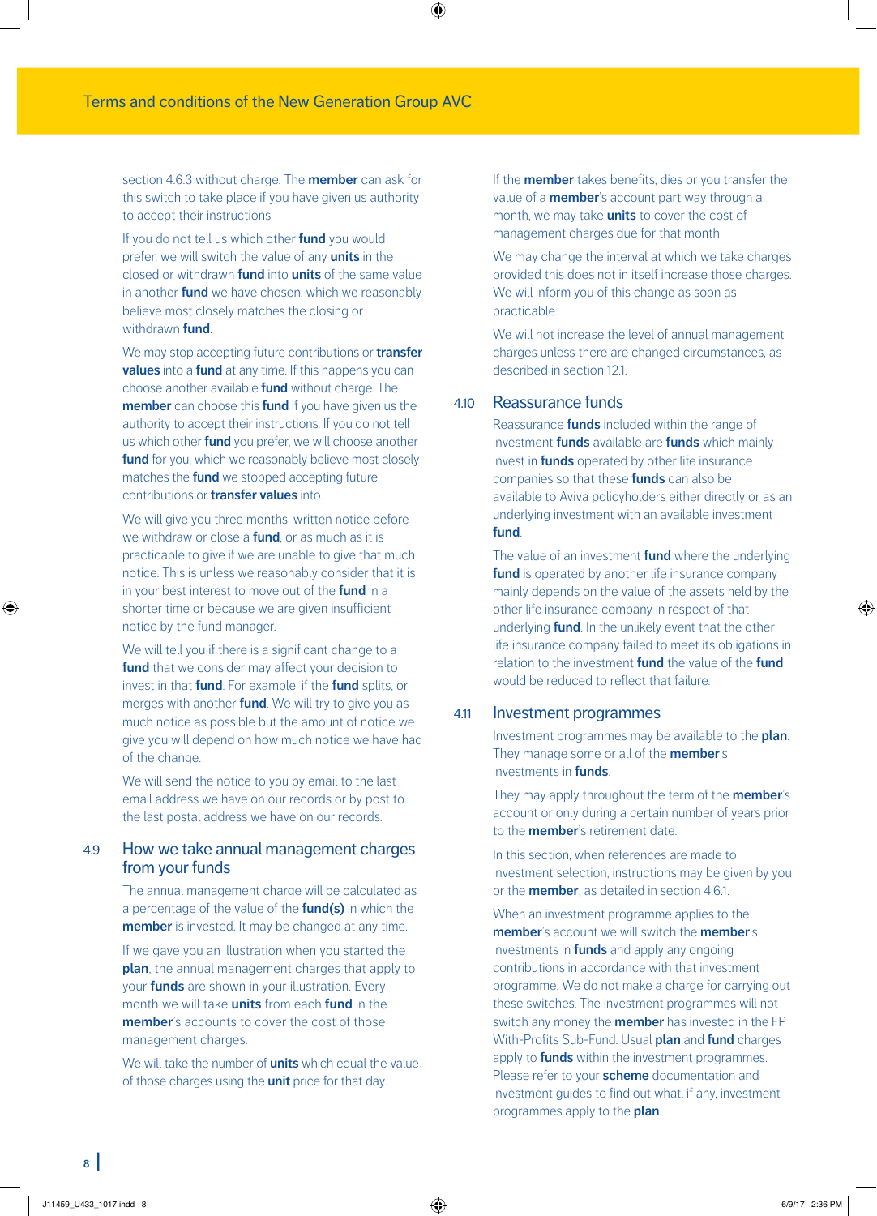section 4.6.3 without charge. The **member** can ask for this switch to take place if you have given us authority to accept their instructions.

If you do not tell us which other **fund** you would prefer, we will switch the value of any **units** in the closed or withdrawn **fund** into **units** of the same value in another **fund** we have chosen, which we reasonably believe most closely matches the closing or withdrawn **fund**.

We may stop accepting future contributions or **transfer values** into a **fund** at any time. If this happens you can choose another available **fund** without charge. The **member** can choose this **fund** if you have given us the authority to accept their instructions. If you do not tell us which other **fund** you prefer, we will choose another **fund** for you, which we reasonably believe most closely matches the **fund** we stopped accepting future contributions or **transfer values** into.

We will give you three months' written notice before we withdraw or close a **fund**, or as much as it is practicable to give if we are unable to give that much notice. This is unless we reasonably consider that it is in your best interest to move out of the **fund** in a shorter time or because we are given insufficient notice by the fund manager.

We will tell you if there is a significant change to a **fund** that we consider may affect your decision to invest in that **fund**. For example, if the **fund** splits, or merges with another **fund**. We will try to give you as much notice as possible but the amount of notice we give you will depend on how much notice we have had of the change.

We will send the notice to you by email to the last email address we have on our records or by post to the last postal address we have on our records.

## 4.9 How we take annual management charges from your funds

The annual management charge will be calculated as a percentage of the value of the **fund(s)** in which the **member** is invested. It may be changed at any time.

If we gave you an illustration when you started the **plan**, the annual management charges that apply to your **funds** are shown in your illustration. Every month we will take **units** from each **fund** in the **member**'s accounts to cover the cost of those management charges.

We will take the number of **units** which equal the value of those charges using the **unit** price for that day.

If the **member** takes benefits, dies or you transfer the value of a **member**'s account part way through a month, we may take **units** to cover the cost of management charges due for that month.

We may change the interval at which we take charges provided this does not in itself increase those charges. We will inform you of this change as soon as practicable.

We will not increase the level of annual management charges unless there are changed circumstances, as described in section 12.1.

## 4.10 Reassurance funds

Reassurance **funds** included within the range of investment **funds** available are **funds** which mainly invest in **funds** operated by other life insurance companies so that these **funds** can also be available to Aviva policyholders either directly or as an underlying investment with an available investment **fund**.

The value of an investment **fund** where the underlying **fund** is operated by another life insurance company mainly depends on the value of the assets held by the other life insurance company in respect of that underlying **fund**. In the unlikely event that the other life insurance company failed to meet its obligations in relation to the investment **fund** the value of the **fund** would be reduced to reflect that failure.

## 4.11 Investment programmes

Investment programmes may be available to the **plan**. They manage some or all of the **member**'s investments in **funds**.

They may apply throughout the term of the **member**'s account or only during a certain number of years prior to the **member**'s retirement date.

In this section, when references are made to investment selection, instructions may be given by you or the **member**, as detailed in section 4.6.1.

When an investment programme applies to the **member**'s account we will switch the **member**'s investments in **funds** and apply any ongoing contributions in accordance with that investment programme. We do not make a charge for carrying out these switches. The investment programmes will not switch any money the **member** has invested in the FP With-Profits Sub-Fund. Usual **plan** and **fund** charges apply to **funds** within the investment programmes. Please refer to your **scheme** documentation and investment guides to find out what, if any, investment programmes apply to the **plan**.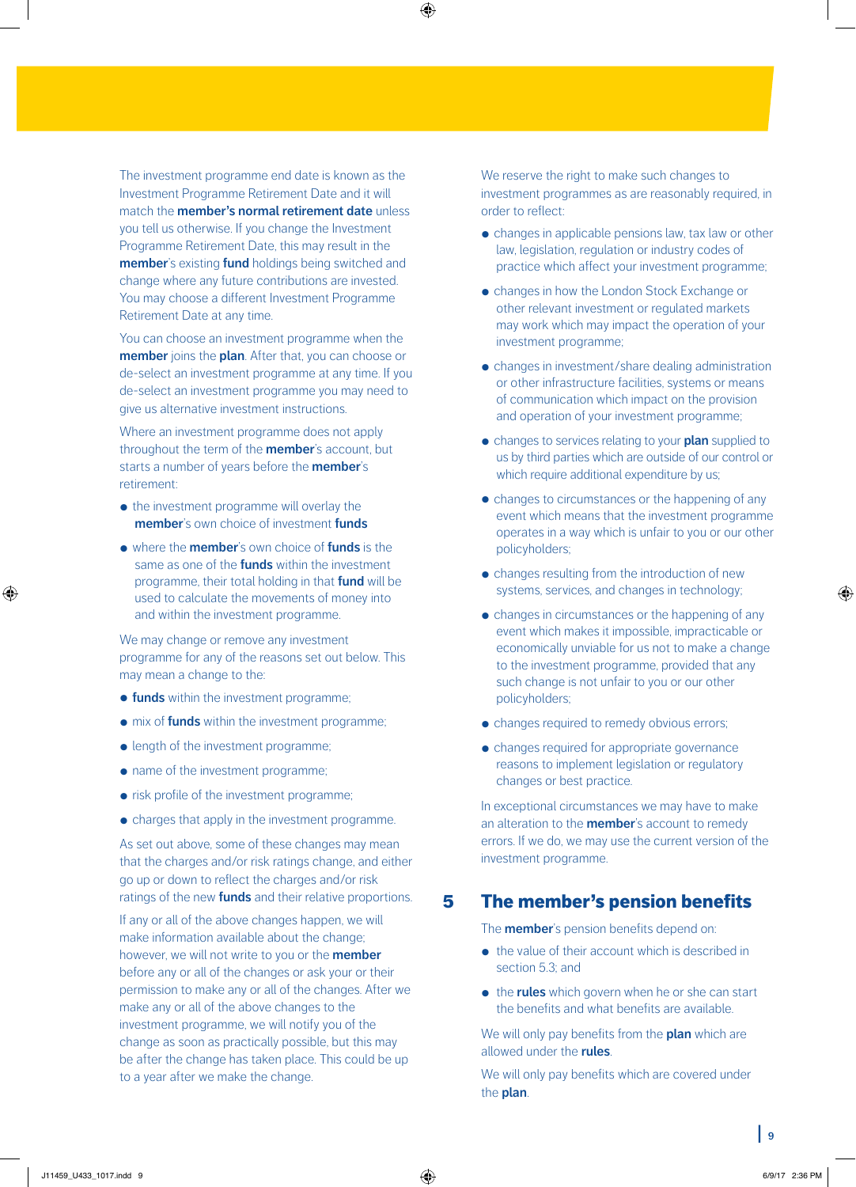The investment programme end date is known as the Investment Programme Retirement Date and it will match the **member's normal retirement date** unless you tell us otherwise. If you change the Investment Programme Retirement Date, this may result in the **member**'s existing **fund** holdings being switched and change where any future contributions are invested. You may choose a different Investment Programme Retirement Date at any time.

You can choose an investment programme when the **member** joins the **plan**. After that, you can choose or de-select an investment programme at any time. If you de-select an investment programme you may need to give us alternative investment instructions.

Where an investment programme does not apply throughout the term of the **member**'s account, but starts a number of years before the **member**'s retirement:

- the investment programme will overlay the **member**'s own choice of investment **funds**
- where the **member**'s own choice of **funds** is the same as one of the **funds** within the investment programme, their total holding in that **fund** will be used to calculate the movements of money into and within the investment programme.

We may change or remove any investment programme for any of the reasons set out below. This may mean a change to the:

- **funds** within the investment programme;
- mix of **funds** within the investment programme;
- length of the investment programme;
- name of the investment programme;
- risk profile of the investment programme;
- charges that apply in the investment programme.

As set out above, some of these changes may mean that the charges and/or risk ratings change, and either go up or down to reflect the charges and/or risk ratings of the new **funds** and their relative proportions.

If any or all of the above changes happen, we will make information available about the change; however, we will not write to you or the **member** before any or all of the changes or ask your or their permission to make any or all of the changes. After we make any or all of the above changes to the investment programme, we will notify you of the change as soon as practically possible, but this may be after the change has taken place. This could be up to a year after we make the change.

We reserve the right to make such changes to investment programmes as are reasonably required, in order to reflect:

- changes in applicable pensions law, tax law or other law, legislation, regulation or industry codes of practice which affect your investment programme;
- changes in how the London Stock Exchange or other relevant investment or regulated markets may work which may impact the operation of your investment programme;
- changes in investment/share dealing administration or other infrastructure facilities, systems or means of communication which impact on the provision and operation of your investment programme;
- changes to services relating to your **plan** supplied to us by third parties which are outside of our control or which require additional expenditure by us;
- changes to circumstances or the happening of any event which means that the investment programme operates in a way which is unfair to you or our other policyholders;
- changes resulting from the introduction of new systems, services, and changes in technology;
- changes in circumstances or the happening of any event which makes it impossible, impracticable or economically unviable for us not to make a change to the investment programme, provided that any such change is not unfair to you or our other policyholders;
- changes required to remedy obvious errors;
- changes required for appropriate governance reasons to implement legislation or regulatory changes or best practice.

In exceptional circumstances we may have to make an alteration to the **member**'s account to remedy errors. If we do, we may use the current version of the investment programme.

## 5 The member's pension benefits

The **member**'s pension benefits depend on:

- the value of their account which is described in section 5.3; and
- the **rules** which govern when he or she can start the benefits and what benefits are available.

We will only pay benefits from the **plan** which are allowed under the **rules**.

We will only pay benefits which are covered under the **plan**.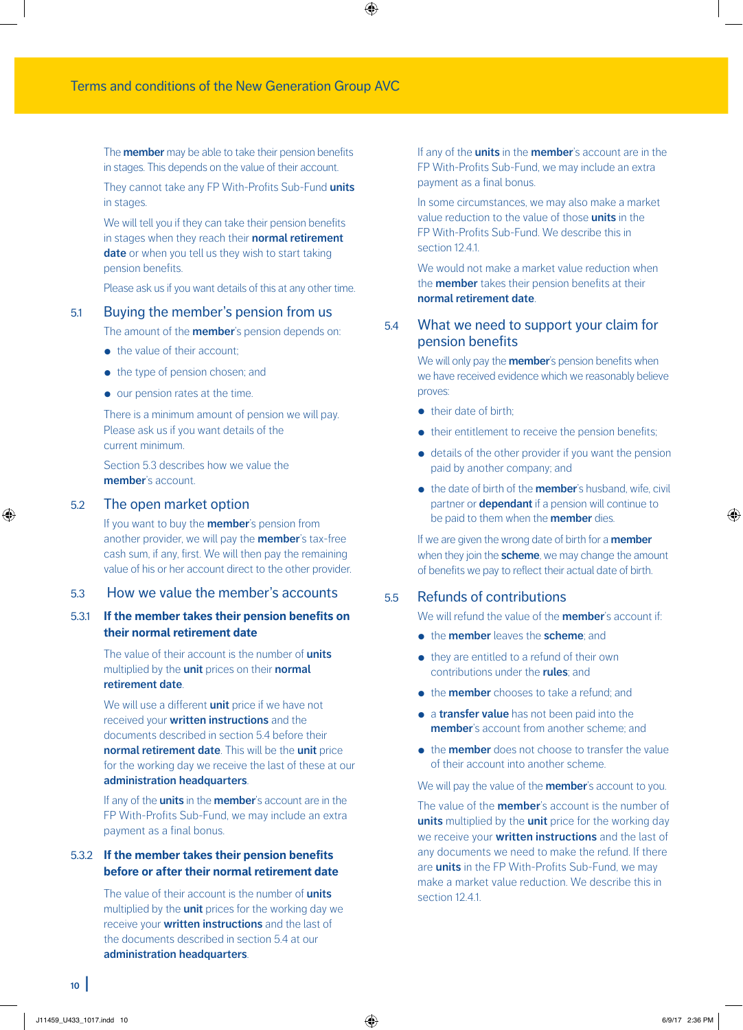The **member** may be able to take their pension benefits in stages. This depends on the value of their account.

They cannot take any FP With-Profits Sub-Fund **units** in stages.

We will tell you if they can take their pension benefits in stages when they reach their **normal retirement date** or when you tell us they wish to start taking pension benefits.

Please ask us if you want details of this at any other time.

## 5.1 Buying the member's pension from us

The amount of the **member**'s pension depends on:

- the value of their account;
- the type of pension chosen; and
- our pension rates at the time.

There is a minimum amount of pension we will pay. Please ask us if you want details of the current minimum.

Section 5.3 describes how we value the **member**'s account.

## 5.2 The open market option

If you want to buy the **member**'s pension from another provider, we will pay the **member**'s tax-free cash sum, if any, first. We will then pay the remaining value of his or her account direct to the other provider.

## 5.3 How we value the member's accounts

### 5.3.1 If the member takes their pension benefits on their normal retirement date

The value of their account is the number of **units** multiplied by the **unit** prices on their **normal retirement date**.

We will use a different **unit** price if we have not received your **written instructions** and the documents described in section 5.4 before their **normal retirement date**. This will be the **unit** price for the working day we receive the last of these at our **administration headquarters**.

If any of the **units** in the **member**'s account are in the FP With-Profits Sub-Fund, we may include an extra payment as a final bonus.

### 5.3.2 If the member takes their pension benefits before or after their normal retirement date

The value of their account is the number of **units** multiplied by the **unit** prices for the working day we receive your **written instructions** and the last of the documents described in section 5.4 at our **administration headquarters**.

If any of the **units** in the **member**'s account are in the FP With-Profits Sub-Fund, we may include an extra payment as a final bonus.

In some circumstances, we may also make a market value reduction to the value of those **units** in the FP With-Profits Sub-Fund. We describe this in section 12.4.1.

We would not make a market value reduction when the **member** takes their pension benefits at their **normal retirement date**.

## 5.4 What we need to support your claim for pension benefits

We will only pay the **member**'s pension benefits when we have received evidence which we reasonably believe proves:

- their date of birth;
- their entitlement to receive the pension benefits;
- details of the other provider if you want the pension paid by another company; and
- the date of birth of the **member**'s husband, wife, civil partner or **dependant** if a pension will continue to be paid to them when the **member** dies.

If we are given the wrong date of birth for a **member** when they join the **scheme**, we may change the amount of benefits we pay to reflect their actual date of birth.

## 5.5 Refunds of contributions

We will refund the value of the **member**'s account if:

- the **member** leaves the **scheme**; and
- they are entitled to a refund of their own contributions under the **rules**; and
- the **member** chooses to take a refund; and
- a **transfer value** has not been paid into the **member**'s account from another scheme; and
- the **member** does not choose to transfer the value of their account into another scheme.

We will pay the value of the **member**'s account to you.

The value of the **member**'s account is the number of **units** multiplied by the **unit** price for the working day we receive your **written instructions** and the last of any documents we need to make the refund. If there are **units** in the FP With-Profits Sub-Fund, we may make a market value reduction. We describe this in section 12.4.1.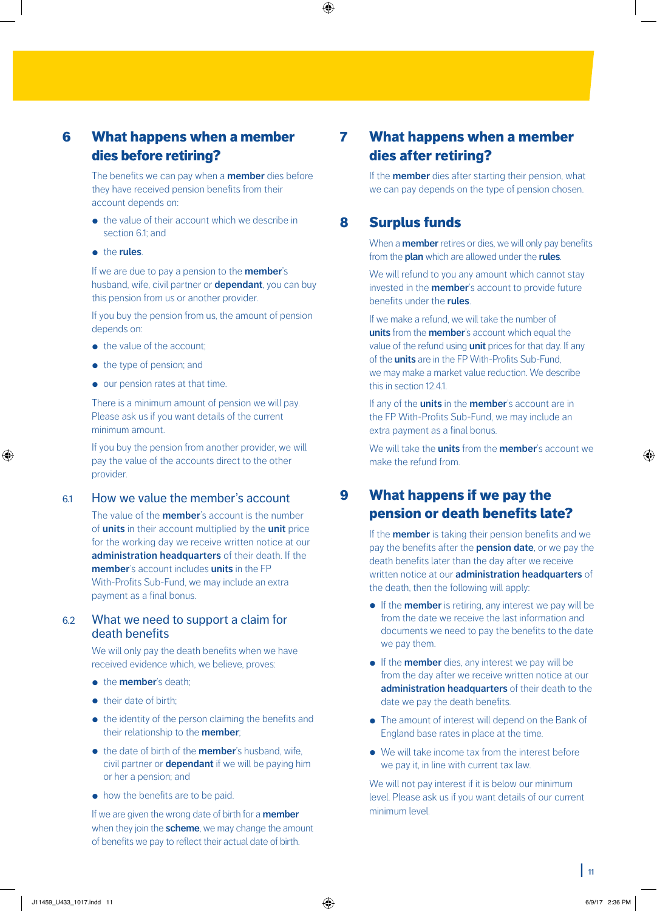## 6 What happens when a member dies before retiring?

The benefits we can pay when a **member** dies before they have received pension benefits from their account depends on:

- the value of their account which we describe in section 6.1; and
- the **rules**.

If we are due to pay a pension to the **member**'s husband, wife, civil partner or **dependant**, you can buy this pension from us or another provider.

If you buy the pension from us, the amount of pension depends on:

- the value of the account;
- the type of pension; and
- our pension rates at that time.

There is a minimum amount of pension we will pay. Please ask us if you want details of the current minimum amount.

If you buy the pension from another provider, we will pay the value of the accounts direct to the other provider.

### 6.1 How we value the member's account

The value of the **member**'s account is the number of **units** in their account multiplied by the **unit** price for the working day we receive written notice at our **administration headquarters** of their death. If the **member**'s account includes **units** in the FP With-Profits Sub-Fund, we may include an extra payment as a final bonus.

### 6.2 What we need to support a claim for death benefits

We will only pay the death benefits when we have received evidence which, we believe, proves:

- the **member**'s death;
- their date of birth;
- the identity of the person claiming the benefits and their relationship to the **member**;
- the date of birth of the **member**'s husband, wife, civil partner or **dependant** if we will be paying him or her a pension; and
- how the benefits are to be paid.

If we are given the wrong date of birth for a **member** when they join the **scheme**, we may change the amount of benefits we pay to reflect their actual date of birth.

## 7 What happens when a member dies after retiring?

If the **member** dies after starting their pension, what we can pay depends on the type of pension chosen.

## 8 Surplus funds

When a **member** retires or dies, we will only pay benefits from the **plan** which are allowed under the **rules**.

We will refund to you any amount which cannot stay invested in the **member**'s account to provide future benefits under the **rules**.

If we make a refund, we will take the number of **units** from the **member**'s account which equal the value of the refund using **unit** prices for that day. If any of the **units** are in the FP With-Profits Sub-Fund, we may make a market value reduction. We describe this in section 12.4.1.

If any of the **units** in the **member**'s account are in the FP With-Profits Sub-Fund, we may include an extra payment as a final bonus.

We will take the **units** from the **member**'s account we make the refund from.

## 9 What happens if we pay the pension or death benefits late?

If the **member** is taking their pension benefits and we pay the benefits after the **pension date**, or we pay the death benefits later than the day after we receive written notice at our **administration headquarters** of the death, then the following will apply:

- If the **member** is retiring, any interest we pay will be from the date we receive the last information and documents we need to pay the benefits to the date we pay them.
- If the **member** dies, any interest we pay will be from the day after we receive written notice at our **administration headquarters** of their death to the date we pay the death benefits.
- The amount of interest will depend on the Bank of England base rates in place at the time.
- We will take income tax from the interest before we pay it, in line with current tax law.

We will not pay interest if it is below our minimum level. Please ask us if you want details of our current minimum level.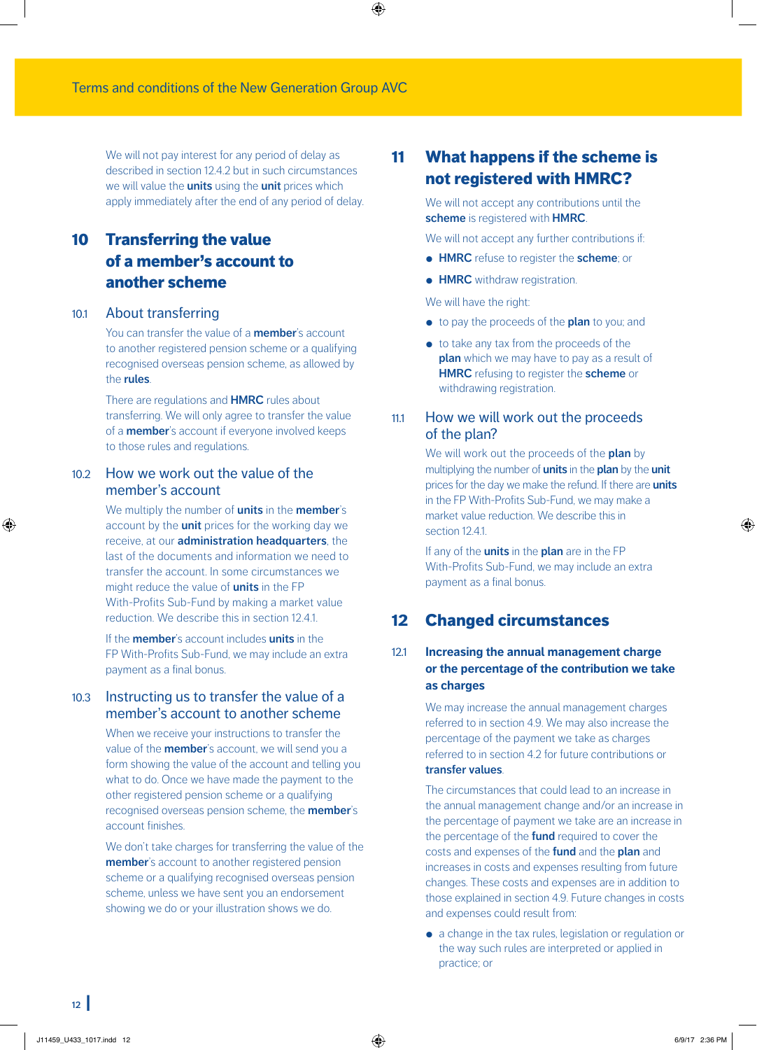We will not pay interest for any period of delay as described in section 12.4.2 but in such circumstances we will value the **units** using the **unit** prices which apply immediately after the end of any period of delay.

## 10 Transferring the value of a member's account to another scheme

### 10.1 About transferring

You can transfer the value of a **member**'s account to another registered pension scheme or a qualifying recognised overseas pension scheme, as allowed by the **rules**.

There are regulations and **HMRC** rules about transferring. We will only agree to transfer the value of a **member**'s account if everyone involved keeps to those rules and regulations.

### 10.2 How we work out the value of the member's account

We multiply the number of **units** in the **member**'s account by the **unit** prices for the working day we receive, at our **administration headquarters**, the last of the documents and information we need to transfer the account. In some circumstances we might reduce the value of **units** in the FP With-Profits Sub-Fund by making a market value reduction. We describe this in section 12.4.1.

If the **member**'s account includes **units** in the FP With-Profits Sub-Fund, we may include an extra payment as a final bonus.

### 10.3 Instructing us to transfer the value of a member's account to another scheme

When we receive your instructions to transfer the value of the **member**'s account, we will send you a form showing the value of the account and telling you what to do. Once we have made the payment to the other registered pension scheme or a qualifying recognised overseas pension scheme, the **member**'s account finishes.

We don't take charges for transferring the value of the **member**'s account to another registered pension scheme or a qualifying recognised overseas pension scheme, unless we have sent you an endorsement showing we do or your illustration shows we do.

## 11 What happens if the scheme is not registered with HMRC?

We will not accept any contributions until the **scheme** is registered with **HMRC**.

We will not accept any further contributions if:

- **HMRC** refuse to register the **scheme**; or
- **HMRC** withdraw registration.

We will have the right:

- to pay the proceeds of the **plan** to you; and
- to take any tax from the proceeds of the **plan** which we may have to pay as a result of **HMRC** refusing to register the **scheme** or withdrawing registration.

### 11.1 How we will work out the proceeds of the plan?

We will work out the proceeds of the **plan** by multiplying the number of **units** in the **plan** by the **unit** prices for the day we make the refund. If there are **units** in the FP With-Profits Sub-Fund, we may make a market value reduction. We describe this in section 12.4.1.

If any of the **units** in the **plan** are in the FP With-Profits Sub-Fund, we may include an extra payment as a final bonus.

## 12 Changed circumstances

### 12.1 Increasing the annual management charge or the percentage of the contribution we take as charges

We may increase the annual management charges referred to in section 4.9. We may also increase the percentage of the payment we take as charges referred to in section 4.2 for future contributions or **transfer values**.

The circumstances that could lead to an increase in the annual management change and/or an increase in the percentage of payment we take are an increase in the percentage of the **fund** required to cover the costs and expenses of the **fund** and the **plan** and increases in costs and expenses resulting from future changes. These costs and expenses are in addition to those explained in section 4.9. Future changes in costs and expenses could result from:

- a change in the tax rules, legislation or regulation or the way such rules are interpreted or applied in practice; or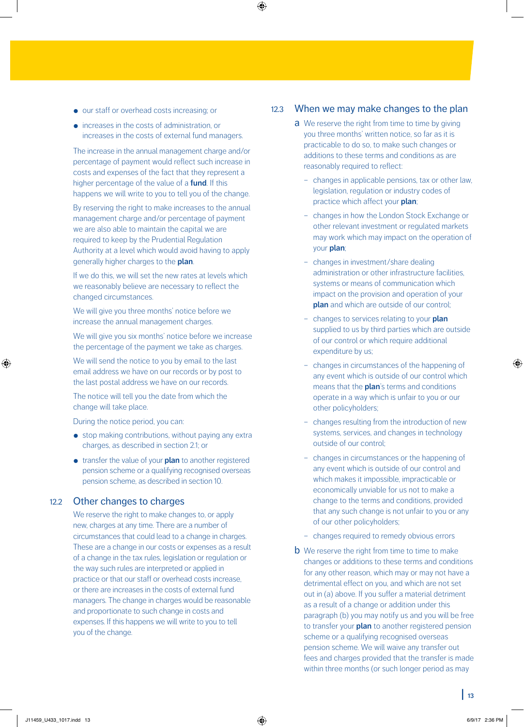- our staff or overhead costs increasing; or
- increases in the costs of administration, or increases in the costs of external fund managers.

The increase in the annual management charge and/or percentage of payment would reflect such increase in costs and expenses of the fact that they represent a higher percentage of the value of a **fund**. If this happens we will write to you to tell you of the change.

By reserving the right to make increases to the annual management charge and/or percentage of payment we are also able to maintain the capital we are required to keep by the Prudential Regulation Authority at a level which would avoid having to apply generally higher charges to the **plan**.

If we do this, we will set the new rates at levels which we reasonably believe are necessary to reflect the changed circumstances.

We will give you three months' notice before we increase the annual management charges.

We will give you six months' notice before we increase the percentage of the payment we take as charges.

We will send the notice to you by email to the last email address we have on our records or by post to the last postal address we have on our records.

The notice will tell you the date from which the change will take place.

During the notice period, you can:

- stop making contributions, without paying any extra charges, as described in section 2.1; or
- transfer the value of your **plan** to another registered pension scheme or a qualifying recognised overseas pension scheme, as described in section 10.

## 12.2 Other changes to charges

We reserve the right to make changes to, or apply new, charges at any time. There are a number of circumstances that could lead to a change in charges. These are a change in our costs or expenses as a result of a change in the tax rules, legislation or regulation or the way such rules are interpreted or applied in practice or that our staff or overhead costs increase, or there are increases in the costs of external fund managers. The change in charges would be reasonable and proportionate to such change in costs and expenses. If this happens we will write to you to tell you of the change.

## 12.3 When we may make changes to the plan

**a** We reserve the right from time to time by giving you three months' written notice, so far as it is practicable to do so, to make such changes or additions to these terms and conditions as are reasonably required to reflect:

- changes in applicable pensions, tax or other law, legislation, regulation or industry codes of practice which affect your **plan**;
- changes in how the London Stock Exchange or other relevant investment or regulated markets may work which may impact on the operation of your **plan**;
- changes in investment/share dealing administration or other infrastructure facilities, systems or means of communication which impact on the provision and operation of your **plan** and which are outside of our control;
- changes to services relating to your **plan** supplied to us by third parties which are outside of our control or which require additional expenditure by us;
- changes in circumstances of the happening of any event which is outside of our control which means that the **plan**'s terms and conditions operate in a way which is unfair to you or our other policyholders;
- changes resulting from the introduction of new systems, services, and changes in technology outside of our control;
- changes in circumstances or the happening of any event which is outside of our control and which makes it impossible, impracticable or economically unviable for us not to make a change to the terms and conditions, provided that any such change is not unfair to you or any of our other policyholders;
- changes required to remedy obvious errors

**b** We reserve the right from time to time to make changes or additions to these terms and conditions for any other reason, which may or may not have a detrimental effect on you, and which are not set out in (a) above. If you suffer a material detriment as a result of a change or addition under this paragraph (b) you may notify us and you will be free to transfer your **plan** to another registered pension scheme or a qualifying recognised overseas pension scheme. We will waive any transfer out fees and charges provided that the transfer is made within three months (or such longer period as may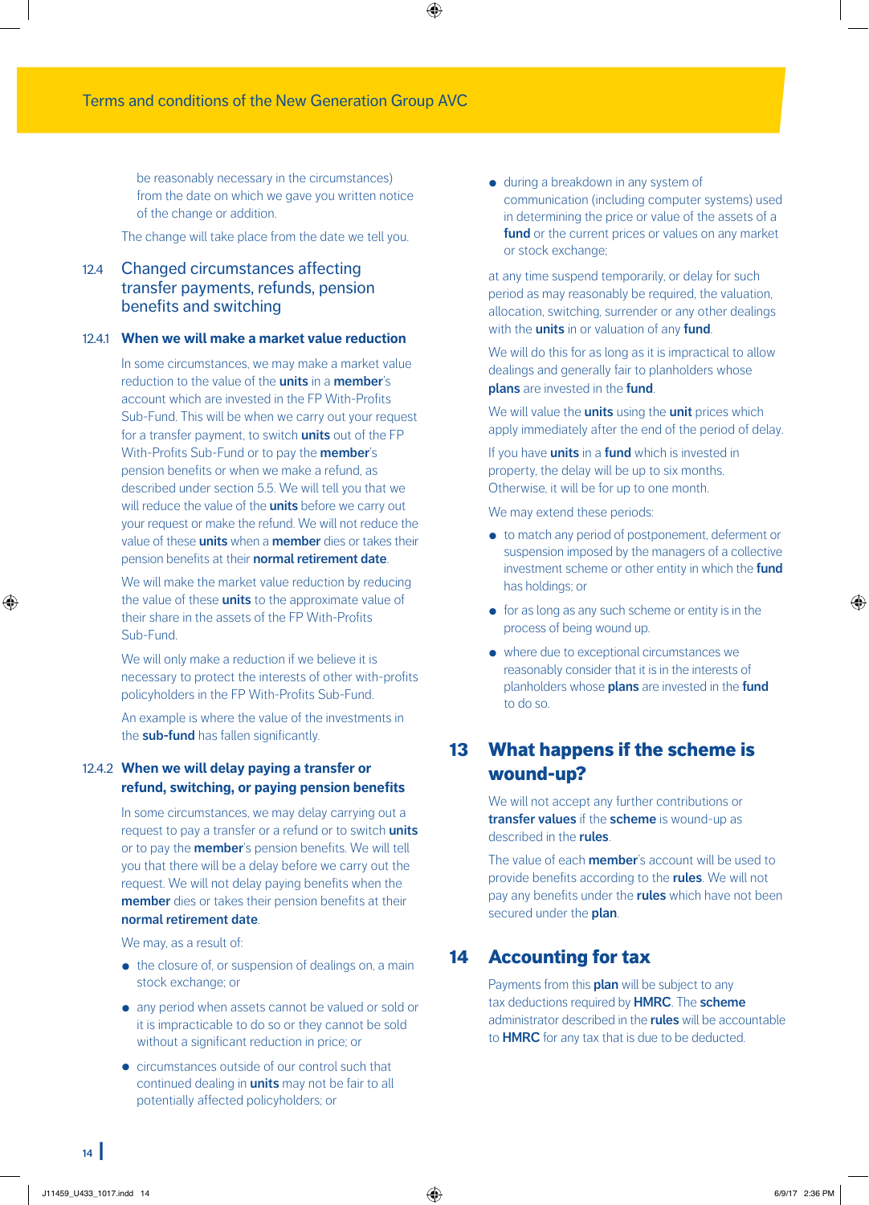be reasonably necessary in the circumstances) from the date on which we gave you written notice of the change or addition.

The change will take place from the date we tell you.

### 12.4 Changed circumstances affecting transfer payments, refunds, pension benefits and switching

#### 12.4.1 When we will make a market value reduction

In some circumstances, we may make a market value reduction to the value of the **units** in a **member**'s account which are invested in the FP With-Profits Sub-Fund. This will be when we carry out your request for a transfer payment, to switch **units** out of the FP With-Profits Sub-Fund or to pay the **member**'s pension benefits or when we make a refund, as described under section 5.5. We will tell you that we will reduce the value of the **units** before we carry out your request or make the refund. We will not reduce the value of these **units** when a **member** dies or takes their pension benefits at their **normal retirement date**.

We will make the market value reduction by reducing the value of these **units** to the approximate value of their share in the assets of the FP With-Profits Sub-Fund.

We will only make a reduction if we believe it is necessary to protect the interests of other with-profits policyholders in the FP With-Profits Sub-Fund.

An example is where the value of the investments in the **sub-fund** has fallen significantly.

#### 12.4.2 When we will delay paying a transfer or refund, switching, or paying pension benefits

In some circumstances, we may delay carrying out a request to pay a transfer or a refund or to switch **units** or to pay the **member**'s pension benefits. We will tell you that there will be a delay before we carry out the request. We will not delay paying benefits when the **member** dies or takes their pension benefits at their **normal retirement date**.

We may, as a result of:

- the closure of, or suspension of dealings on, a main stock exchange; or
- any period when assets cannot be valued or sold or it is impracticable to do so or they cannot be sold without a significant reduction in price; or
- circumstances outside of our control such that continued dealing in **units** may not be fair to all potentially affected policyholders; or
- during a breakdown in any system of communication (including computer systems) used in determining the price or value of the assets of a **fund** or the current prices or values on any market or stock exchange;

at any time suspend temporarily, or delay for such period as may reasonably be required, the valuation, allocation, switching, surrender or any other dealings with the **units** in or valuation of any **fund**.

We will do this for as long as it is impractical to allow dealings and generally fair to planholders whose **plans** are invested in the **fund**.

We will value the **units** using the **unit** prices which apply immediately after the end of the period of delay.

If you have **units** in a **fund** which is invested in property, the delay will be up to six months. Otherwise, it will be for up to one month.

We may extend these periods:

- to match any period of postponement, deferment or suspension imposed by the managers of a collective investment scheme or other entity in which the **fund** has holdings; or
- for as long as any such scheme or entity is in the process of being wound up.
- where due to exceptional circumstances we reasonably consider that it is in the interests of planholders whose **plans** are invested in the **fund** to do so.

## 13 What happens if the scheme is wound-up?

We will not accept any further contributions or **transfer values** if the **scheme** is wound-up as described in the **rules**.

The value of each **member**'s account will be used to provide benefits according to the **rules**. We will not pay any benefits under the **rules** which have not been secured under the **plan**.

## 14 Accounting for tax

Payments from this **plan** will be subject to any tax deductions required by **HMRC**. The **scheme** administrator described in the **rules** will be accountable to **HMRC** for any tax that is due to be deducted.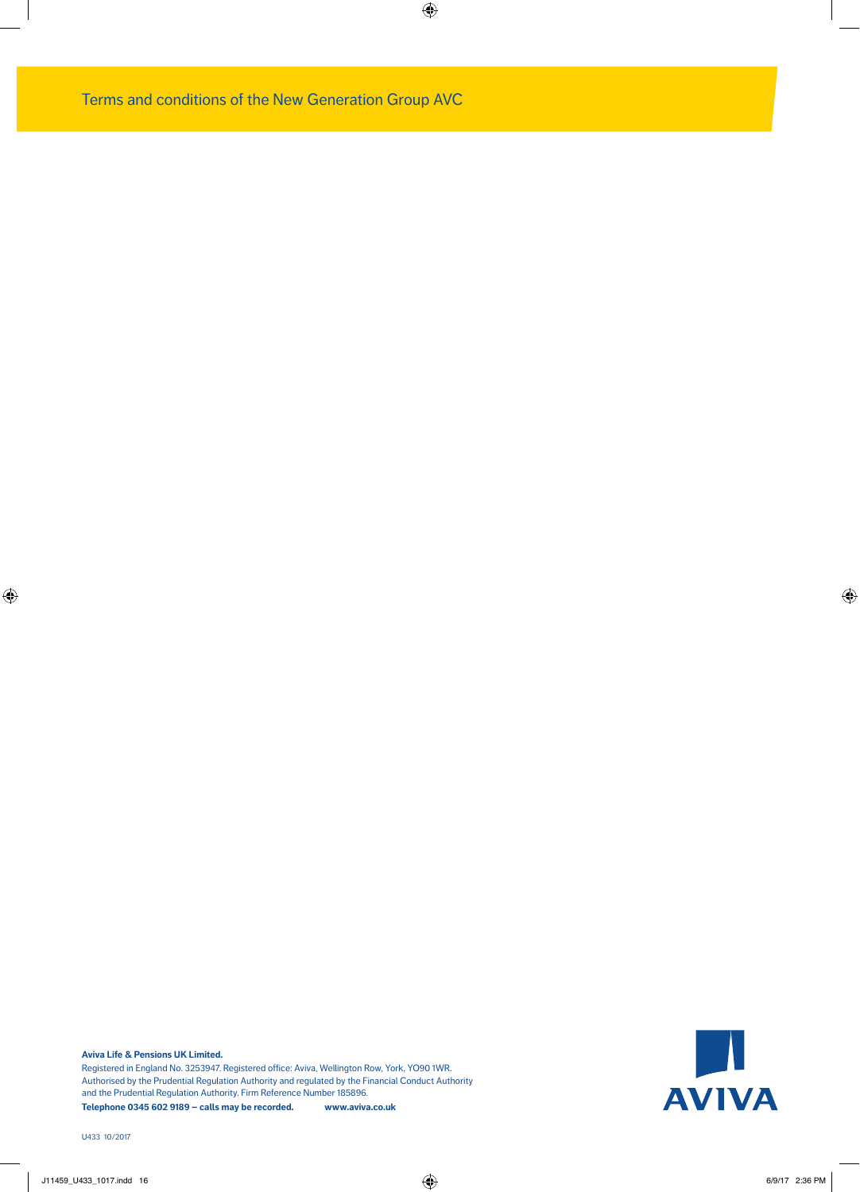Terms and conditions of the New Generation Group AVC

**Aviva Life & Pensions UK Limited.**

Registered in England No. 3253947. Registered office: Aviva, Wellington Row, York, YO90 1WR.
Authorised by the Prudential Regulation Authority and regulated by the Financial Conduct Authority and the Prudential Regulation Authority. Firm Reference Number 185896.

**Telephone 0345 602 9189 – calls may be recorded.** **www.aviva.co.uk**

U433 10/2017